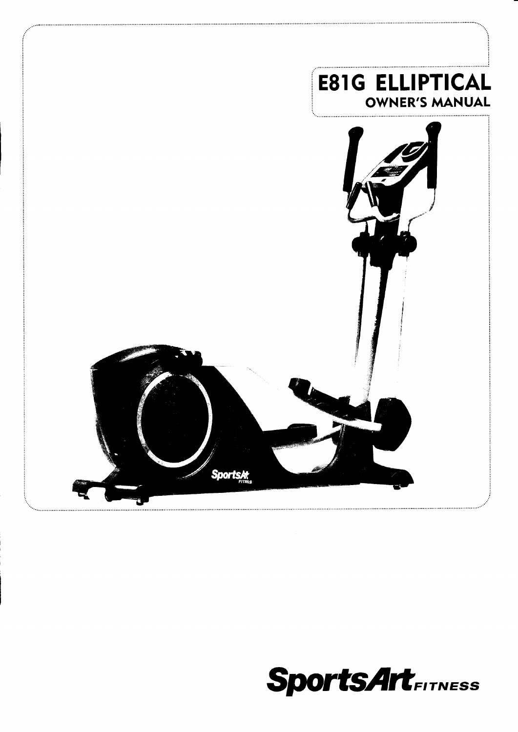# E81G ELLIPTICAL

## OWNER'S MANUAL

SportsArt FITNESS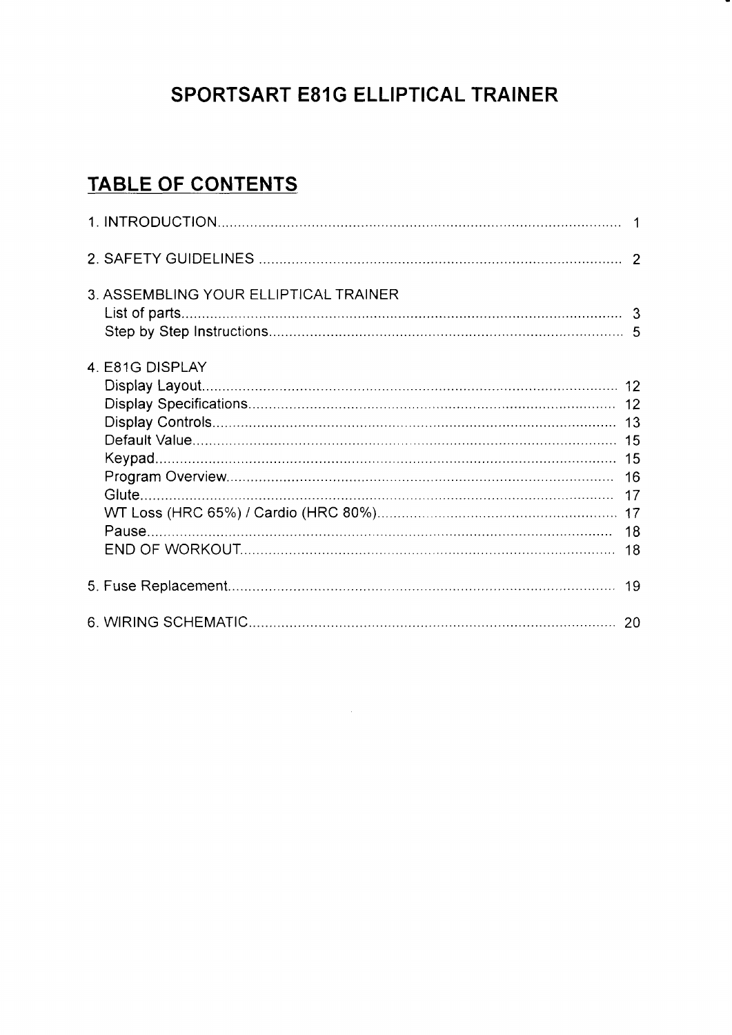# SPORTSART E81G ELLIPTICAL TRAINER

## TABLE OF CONTENTS

| | |
|---|---|
| 1. INTRODUCTION | 1 |
| 2. SAFETY GUIDELINES | 2 |
| 3. ASSEMBLING YOUR ELLIPTICAL TRAINER | |
| List of parts | 3 |
| Step by Step Instructions | 5 |
| 4. E81G DISPLAY | |
| Display Layout | 12 |
| Display Specifications | 12 |
| Display Controls | 13 |
| Default Value | 15 |
| Keypad | 15 |
| Program Overview | 16 |
| Glute | 17 |
| WT Loss (HRC 65%) / Cardio (HRC 80%) | 17 |
| Pause | 18 |
| END OF WORKOUT | 18 |
| 5. Fuse Replacement | 19 |
| 6. WIRING SCHEMATIC | 20 |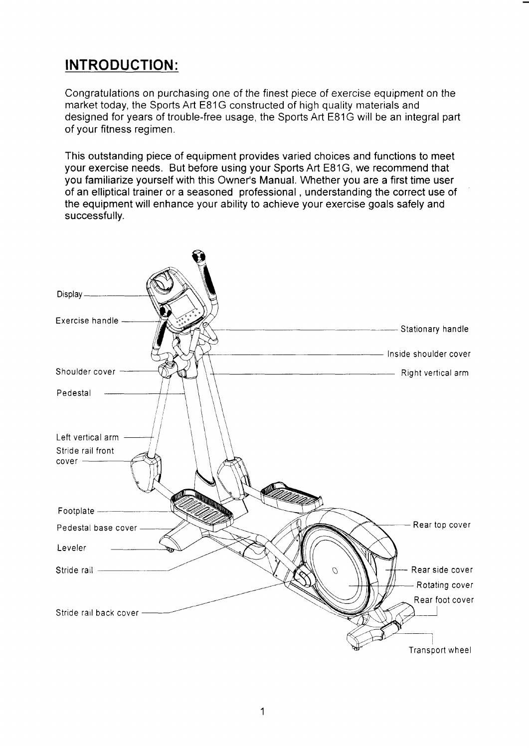## INTRODUCTION:

Congratulations on purchasing one of the finest piece of exercise equipment on the market today, the Sports Art E81G constructed of high quality materials and designed for years of trouble-free usage, the Sports Art E81G will be an integral part of your fitness regimen.

This outstanding piece of equipment provides varied choices and functions to meet your exercise needs. But before using your Sports Art E81G, we recommend that you familiarize yourself with this Owner's Manual. Whether you are a first time user of an elliptical trainer or a seasoned professional , understanding the correct use of the equipment will enhance your ability to achieve your exercise goals safely and successfully.

Display

Exercise handle

Stationary handle

Inside shoulder cover

Shoulder cover

Right vertical arm

Pedestal

Left vertical arm

Stride rail front cover

Footplate

Pedestal base cover

Rear top cover

Leveler

Stride rail

Rear side cover

Rotating cover

Rear foot cover

Stride rail back cover

Transport wheel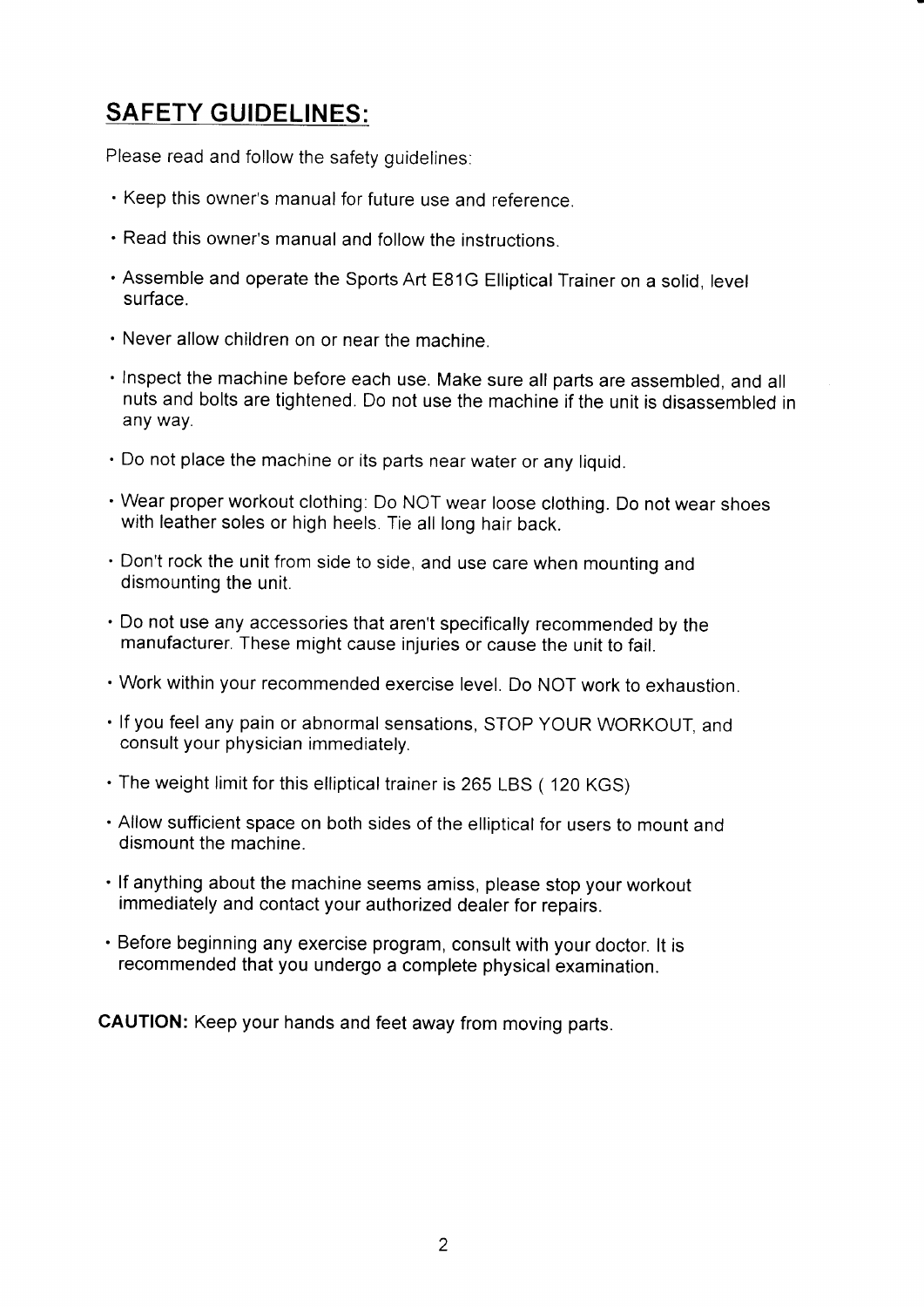## SAFETY GUIDELINES:

Please read and follow the safety guidelines:

- Keep this owner's manual for future use and reference.
- Read this owner's manual and follow the instructions.
- Assemble and operate the Sports Art E81G Elliptical Trainer on a solid, level surface.
- Never allow children on or near the machine.
- Inspect the machine before each use. Make sure all parts are assembled, and all nuts and bolts are tightened. Do not use the machine if the unit is disassembled in any way.
- Do not place the machine or its parts near water or any liquid.
- Wear proper workout clothing: Do NOT wear loose clothing. Do not wear shoes with leather soles or high heels. Tie all long hair back.
- Don't rock the unit from side to side, and use care when mounting and dismounting the unit.
- Do not use any accessories that aren't specifically recommended by the manufacturer. These might cause injuries or cause the unit to fail.
- Work within your recommended exercise level. Do NOT work to exhaustion.
- If you feel any pain or abnormal sensations, STOP YOUR WORKOUT, and consult your physician immediately.
- The weight limit for this elliptical trainer is 265 LBS ( 120 KGS)
- Allow sufficient space on both sides of the elliptical for users to mount and dismount the machine.
- If anything about the machine seems amiss, please stop your workout immediately and contact your authorized dealer for repairs.
- Before beginning any exercise program, consult with your doctor. It is recommended that you undergo a complete physical examination.

**CAUTION:** Keep your hands and feet away from moving parts.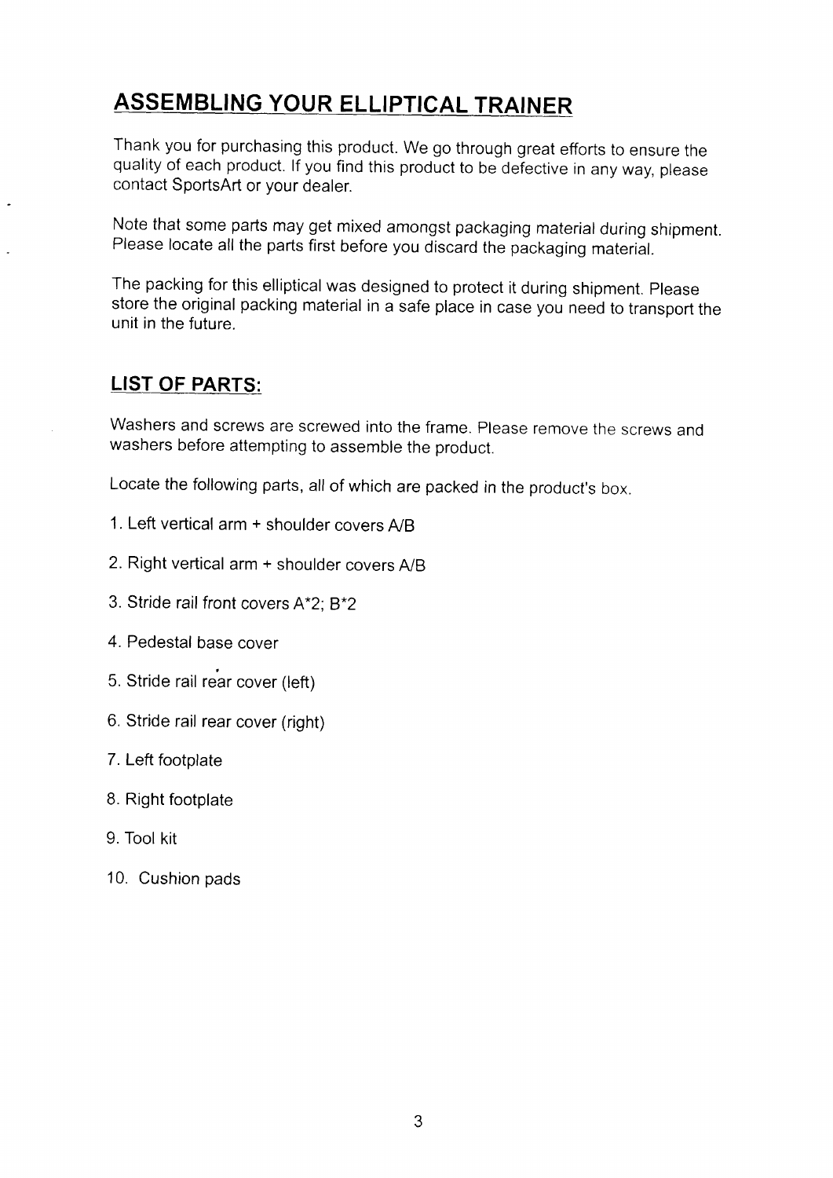# ASSEMBLING YOUR ELLIPTICAL TRAINER

Thank you for purchasing this product. We go through great efforts to ensure the quality of each product. If you find this product to be defective in any way, please contact SportsArt or your dealer.

Note that some parts may get mixed amongst packaging material during shipment. Please locate all the parts first before you discard the packaging material.

The packing for this elliptical was designed to protect it during shipment. Please store the original packing material in a safe place in case you need to transport the unit in the future.

## LIST OF PARTS:

Washers and screws are screwed into the frame. Please remove the screws and washers before attempting to assemble the product.

Locate the following parts, all of which are packed in the product's box.

1. Left vertical arm + shoulder covers A/B
2. Right vertical arm + shoulder covers A/B
3. Stride rail front covers A*2; B*2
4. Pedestal base cover
5. Stride rail rear cover (left)
6. Stride rail rear cover (right)
7. Left footplate
8. Right footplate
9. Tool kit
10. Cushion pads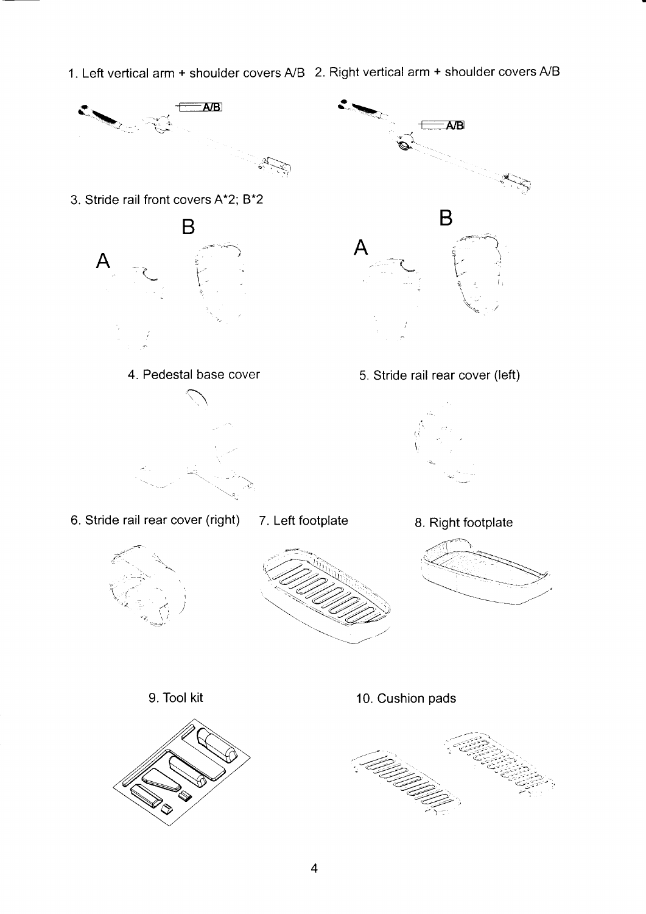1. Left vertical arm + shoulder covers A/B

2. Right vertical arm + shoulder covers A/B

3. Stride rail front covers A*2; B*2

4. Pedestal base cover

5. Stride rail rear cover (left)

6. Stride rail rear cover (right)

7. Left footplate

8. Right footplate

9. Tool kit

10. Cushion pads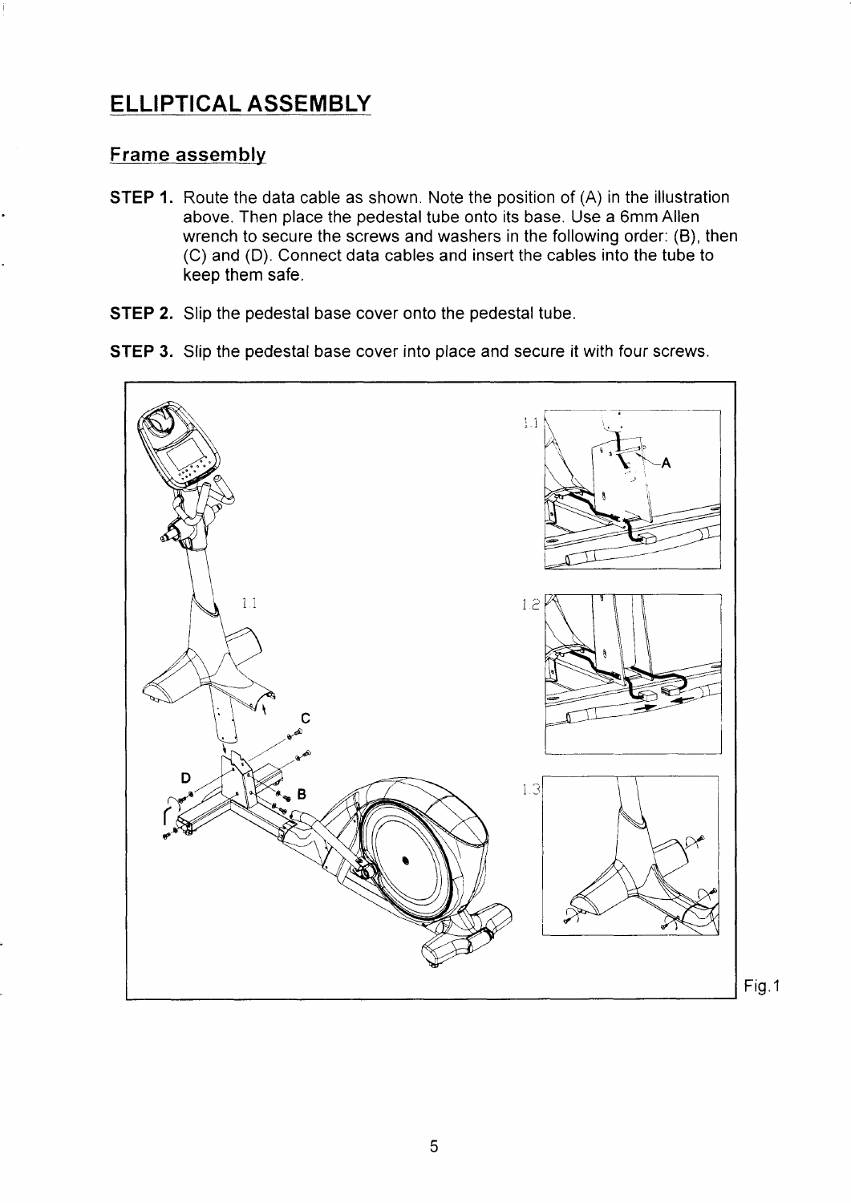# ELLIPTICAL ASSEMBLY

## Frame assembly

**STEP 1.** Route the data cable as shown. Note the position of (A) in the illustration above. Then place the pedestal tube onto its base. Use a 6mm Allen wrench to secure the screws and washers in the following order: (B), then (C) and (D). Connect data cables and insert the cables into the tube to keep them safe.

**STEP 2.** Slip the pedestal base cover onto the pedestal tube.

**STEP 3.** Slip the pedestal base cover into place and secure it with four screws.

Fig.1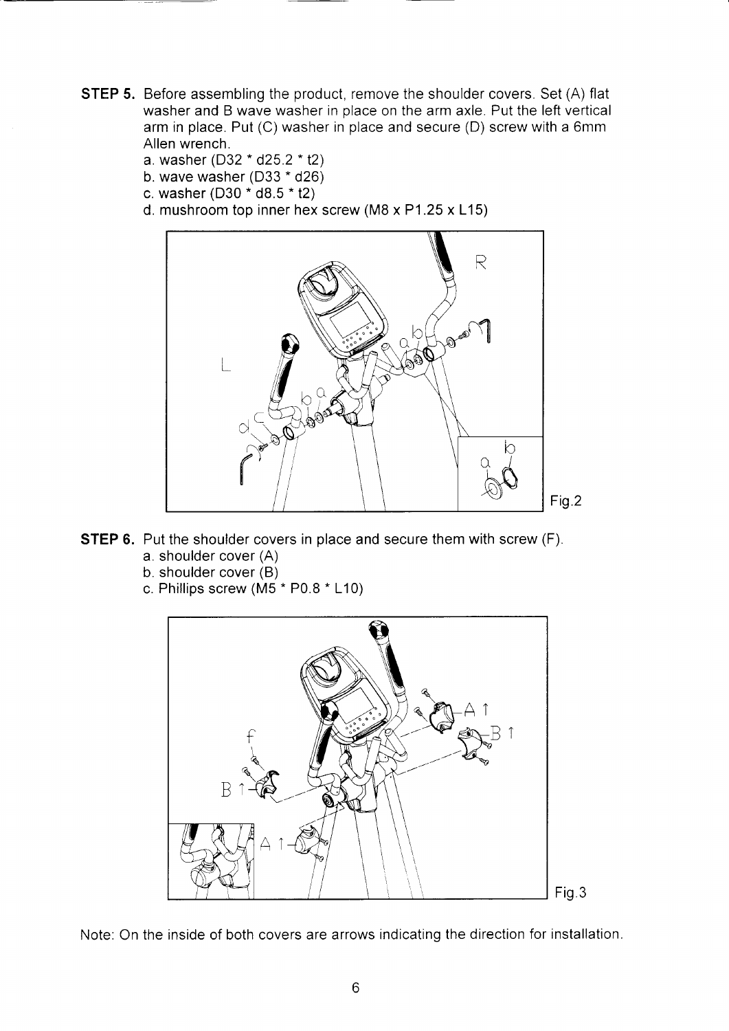**STEP 5.** Before assembling the product, remove the shoulder covers. Set (A) flat washer and B wave washer in place on the arm axle. Put the left vertical arm in place. Put (C) washer in place and secure (D) screw with a 6mm Allen wrench.

a. washer (D32 * d25.2 * t2)
b. wave washer (D33 * d26)
c. washer (D30 * d8.5 * t2)
d. mushroom top inner hex screw (M8 x P1.25 x L15)

Fig.2

**STEP 6.** Put the shoulder covers in place and secure them with screw (F).

a. shoulder cover (A)
b. shoulder cover (B)
c. Phillips screw (M5 * P0.8 * L10)

Fig.3

Note: On the inside of both covers are arrows indicating the direction for installation.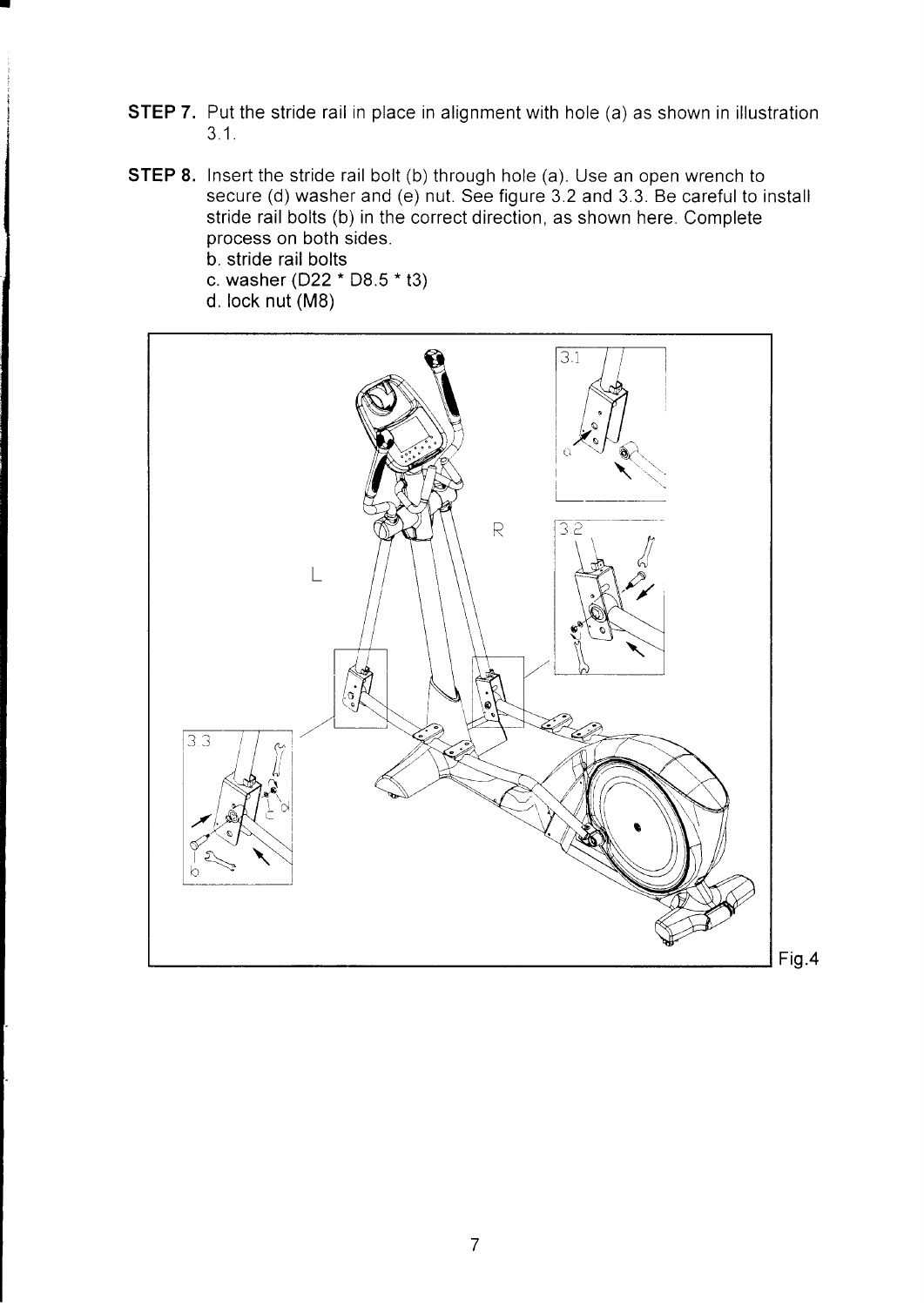**STEP 7.** Put the stride rail in place in alignment with hole (a) as shown in illustration 3.1.

**STEP 8.** Insert the stride rail bolt (b) through hole (a). Use an open wrench to secure (d) washer and (e) nut. See figure 3.2 and 3.3. Be careful to install stride rail bolts (b) in the correct direction, as shown here. Complete process on both sides.

b. stride rail bolts
c. washer (D22 * D8.5 * t3)
d. lock nut (M8)

Fig.4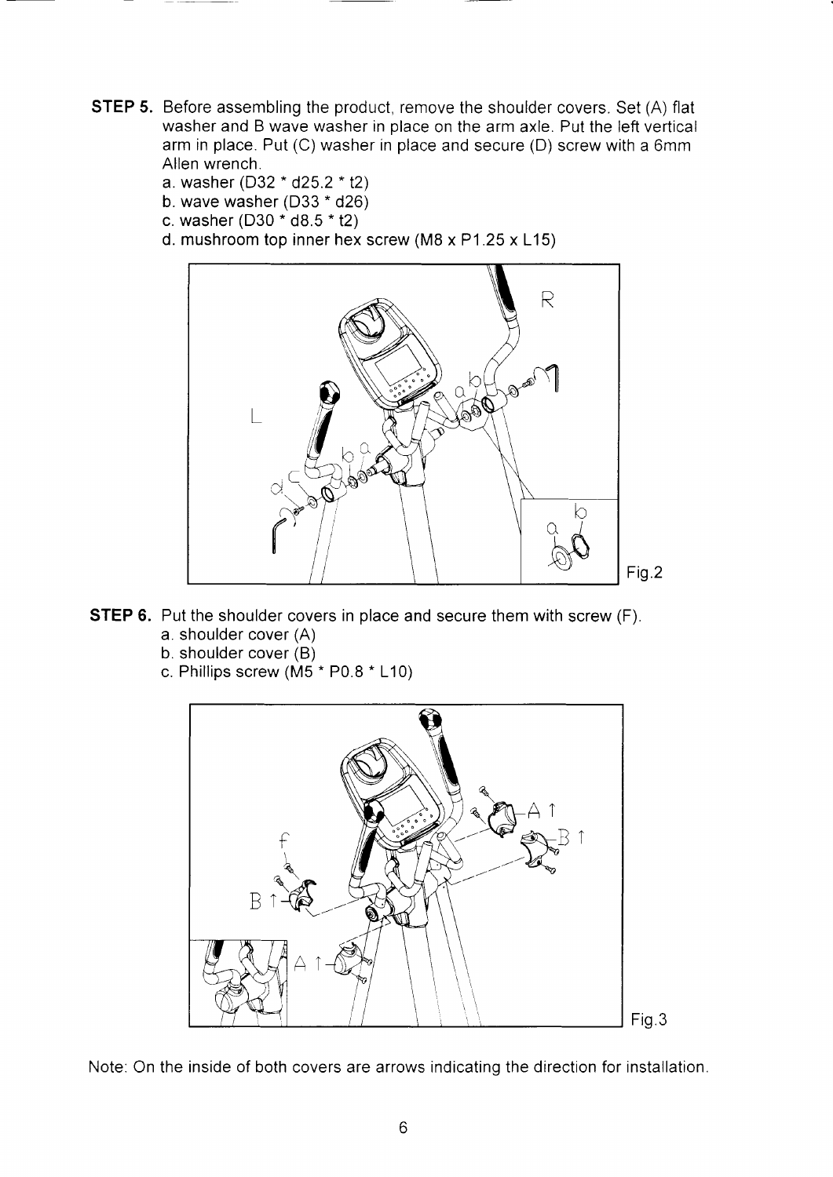**STEP 5.** Before assembling the product, remove the shoulder covers. Set (A) flat washer and B wave washer in place on the arm axle. Put the left vertical arm in place. Put (C) washer in place and secure (D) screw with a 6mm Allen wrench.

a. washer (D32 * d25.2 * t2)
b. wave washer (D33 * d26)
c. washer (D30 * d8.5 * t2)
d. mushroom top inner hex screw (M8 x P1.25 x L15)

Fig.2

**STEP 6.** Put the shoulder covers in place and secure them with screw (F).

a. shoulder cover (A)
b. shoulder cover (B)
c. Phillips screw (M5 * P0.8 * L10)

Fig.3

Note: On the inside of both covers are arrows indicating the direction for installation.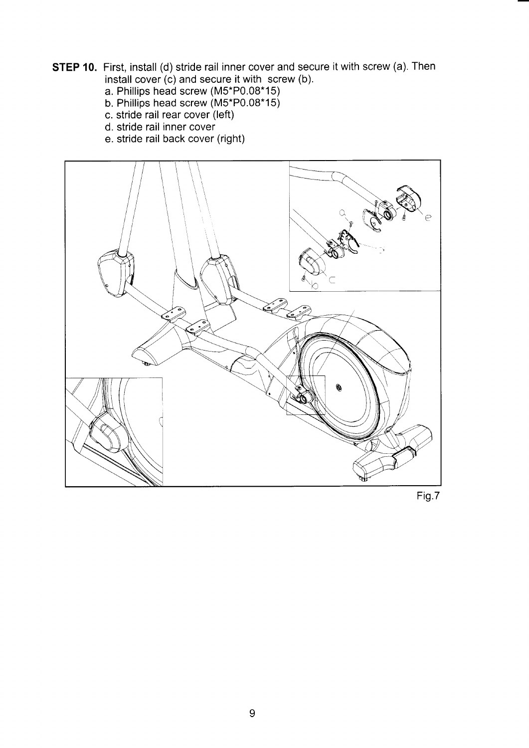**STEP 10.** First, install (d) stride rail inner cover and secure it with screw (a). Then install cover (c) and secure it with screw (b).

a. Phillips head screw (M5*P0.08*15)
b. Phillips head screw (M5*P0.08*15)
c. stride rail rear cover (left)
d. stride rail inner cover
e. stride rail back cover (right)

Fig.7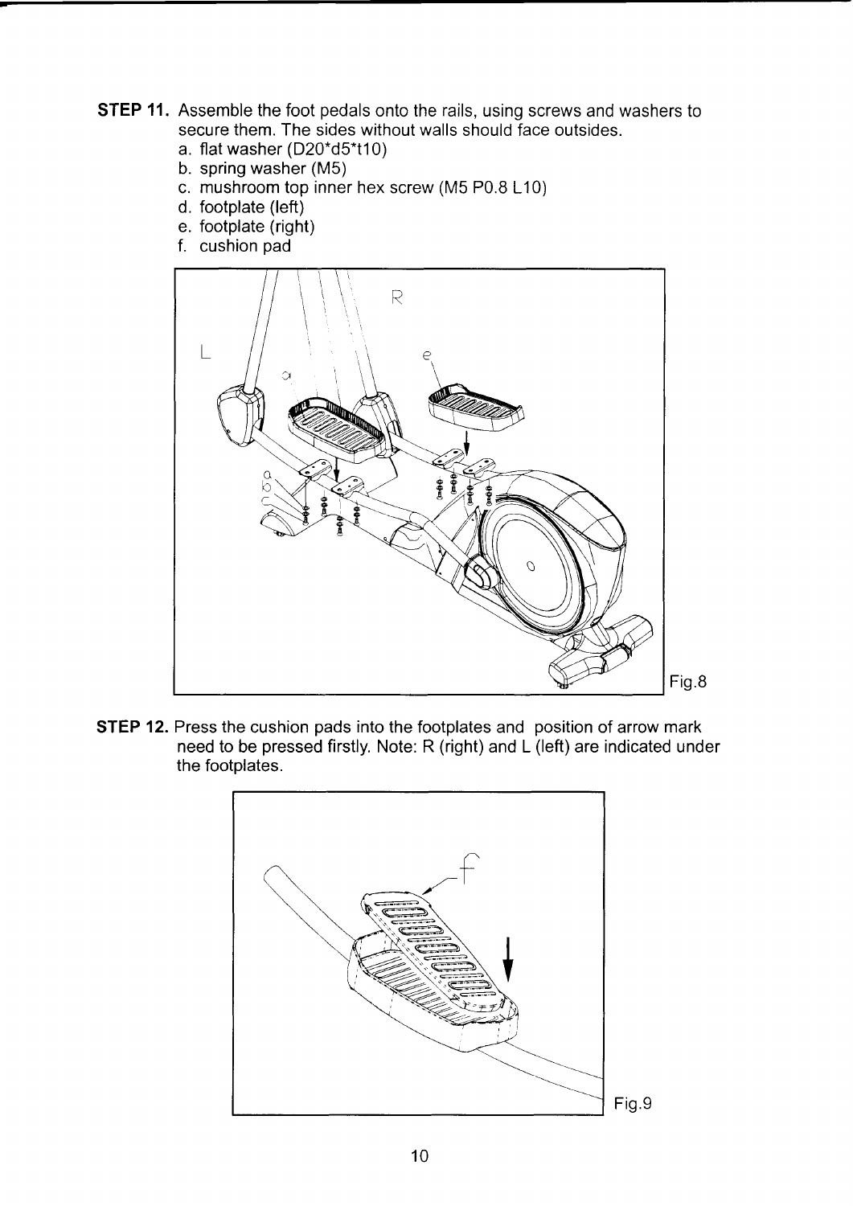**STEP 11.** Assemble the foot pedals onto the rails, using screws and washers to secure them. The sides without walls should face outsides.

a. flat washer (D20*d5*t10)
b. spring washer (M5)
c. mushroom top inner hex screw (M5 P0.8 L10)
d. footplate (left)
e. footplate (right)
f. cushion pad

Fig.8

**STEP 12.** Press the cushion pads into the footplates and position of arrow mark need to be pressed firstly. Note: R (right) and L (left) are indicated under the footplates.

Fig.9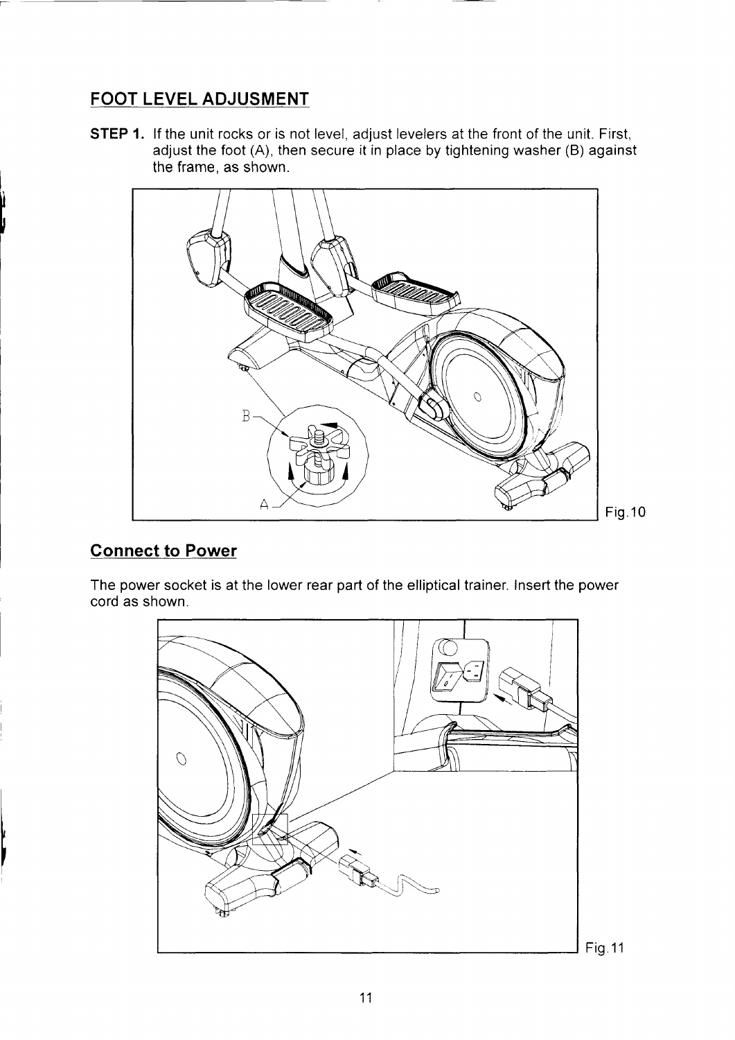## FOOT LEVEL ADJUSMENT

**STEP 1.** If the unit rocks or is not level, adjust levelers at the front of the unit. First, adjust the foot (A), then secure it in place by tightening washer (B) against the frame, as shown.

Fig.10

## Connect to Power

The power socket is at the lower rear part of the elliptical trainer. Insert the power cord as shown.

Fig.11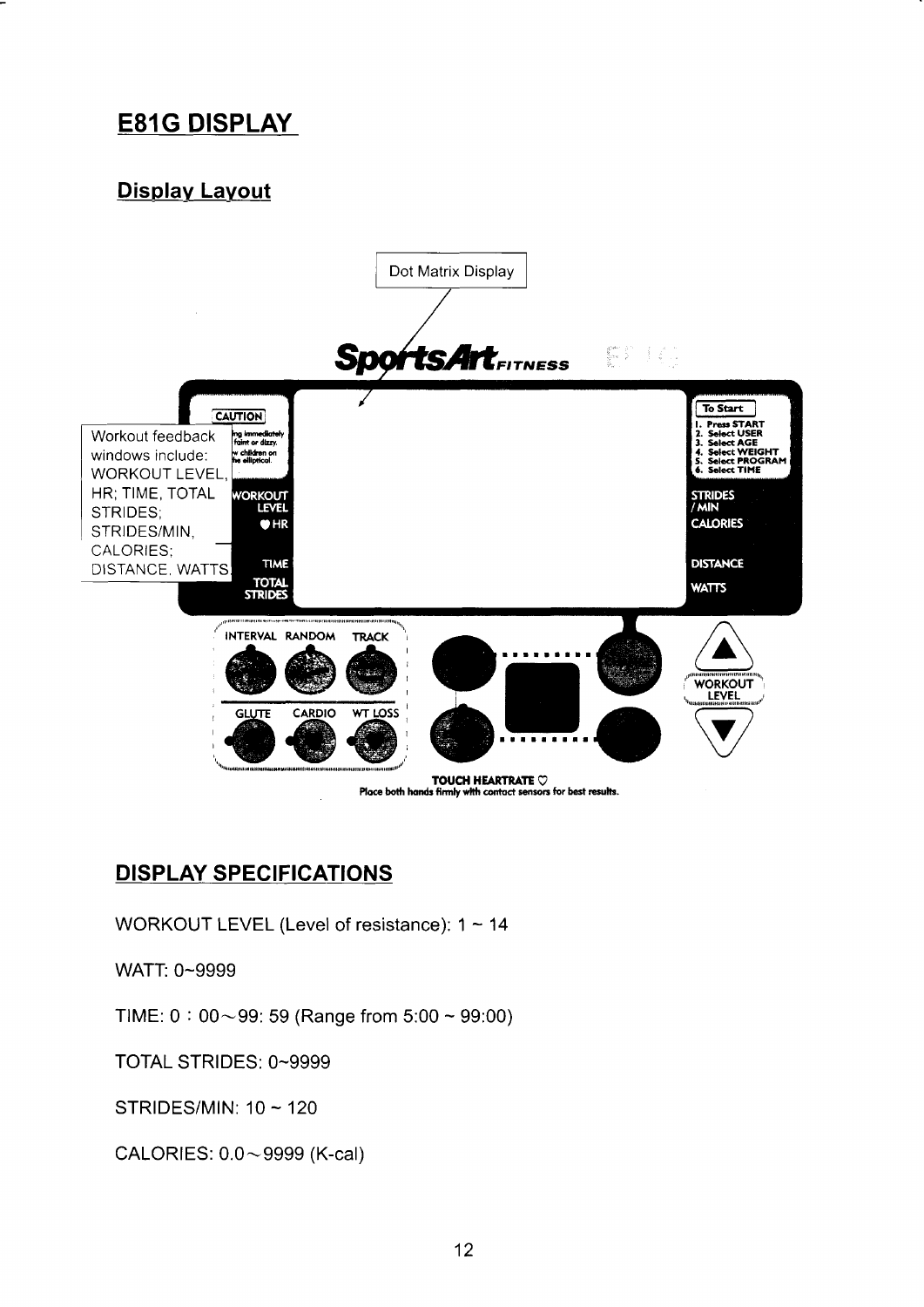# E81G DISPLAY

## Display Layout

Dot Matrix Display

SportsArt FITNESS

CAUTION

To Start
1. Press START
2. Select USER
3. Select AGE
4. Select WEIGHT
5. Select PROGRAM
6. Select TIME

Workout feedback windows include: WORKOUT LEVEL, HR; TIME, TOTAL STRIDES; STRIDES/MIN, CALORIES; DISTANCE, WATTS

WORKOUT LEVEL
HR
TIME
TOTAL STRIDES

STRIDES /MIN
CALORIES
DISTANCE
WATTS

INTERVAL RANDOM TRACK
GLUTE CARDIO WT LOSS

WORKOUT LEVEL

TOUCH HEARTRATE
Place both hands firmly with contact sensors for best results.

## DISPLAY SPECIFICATIONS

WORKOUT LEVEL (Level of resistance): 1 ~ 14

WATT: 0~9999

TIME: 0：00～99: 59 (Range from 5:00 ~ 99:00)

TOTAL STRIDES: 0~9999

STRIDES/MIN: 10 ~ 120

CALORIES: 0.0～9999 (K-cal)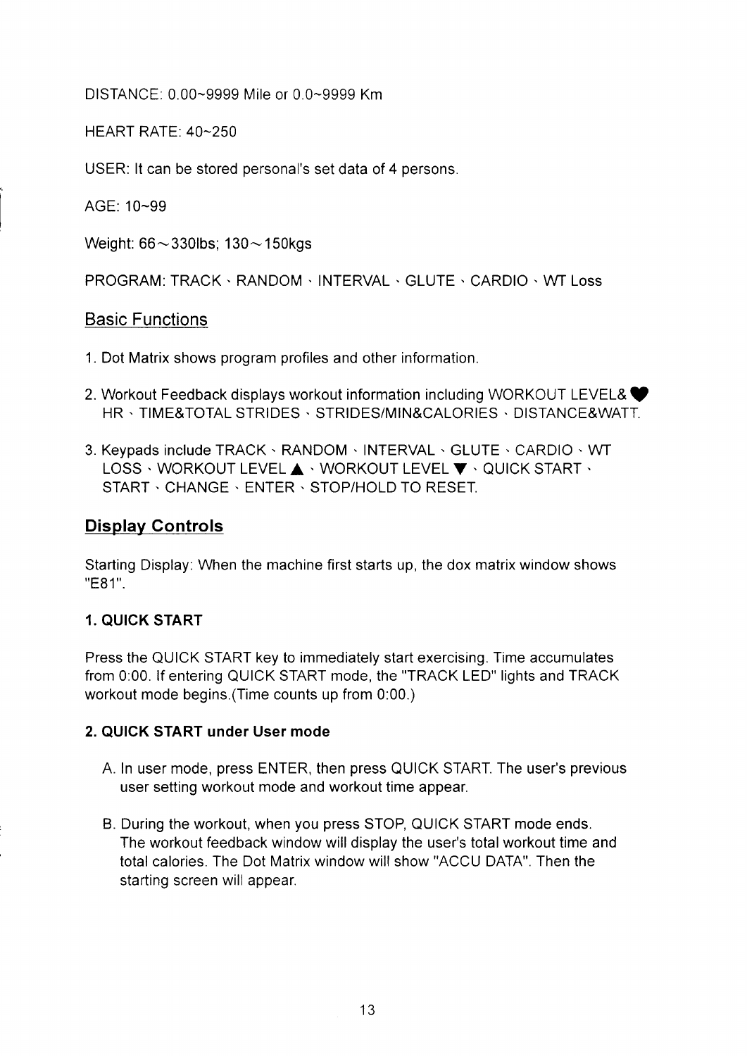DISTANCE: 0.00~9999 Mile or 0.0~9999 Km

HEART RATE: 40~250

USER: It can be stored personal's set data of 4 persons.

AGE: 10~99

Weight: 66～330lbs; 130～150kgs

PROGRAM: TRACK、RANDOM、INTERVAL、GLUTE、CARDIO、WT Loss

## Basic Functions

1. Dot Matrix shows program profiles and other information.
2. Workout Feedback displays workout information including WORKOUT LEVEL& ♥ HR、TIME&TOTAL STRIDES、STRIDES/MIN&CALORIES、DISTANCE&WATT.
3. Keypads include TRACK、RANDOM、INTERVAL、GLUTE、CARDIO、WT LOSS、WORKOUT LEVEL ▲、WORKOUT LEVEL ▼、QUICK START、START、CHANGE、ENTER、STOP/HOLD TO RESET.

## Display Controls

Starting Display: When the machine first starts up, the dox matrix window shows "E81".

### 1. QUICK START

Press the QUICK START key to immediately start exercising. Time accumulates from 0:00. If entering QUICK START mode, the "TRACK LED" lights and TRACK workout mode begins.(Time counts up from 0:00.)

### 2. QUICK START under User mode

A. In user mode, press ENTER, then press QUICK START. The user's previous user setting workout mode and workout time appear.

B. During the workout, when you press STOP, QUICK START mode ends. The workout feedback window will display the user's total workout time and total calories. The Dot Matrix window will show "ACCU DATA". Then the starting screen will appear.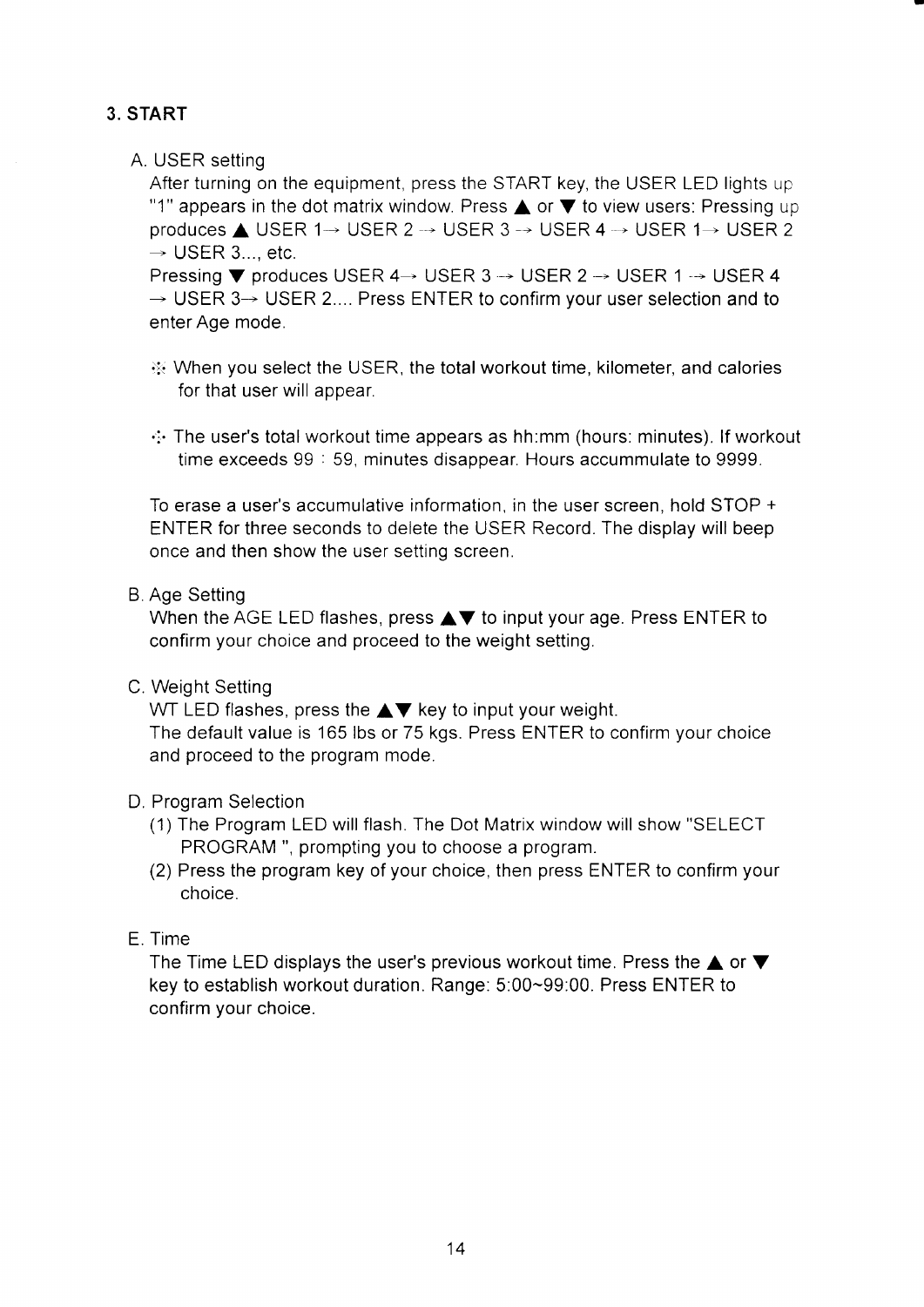## 3. START

A. USER setting

After turning on the equipment, press the START key, the USER LED lights up "1" appears in the dot matrix window. Press ▲ or ▼ to view users: Pressing up produces ▲ USER 1→ USER 2 → USER 3 → USER 4 → USER 1→ USER 2 → USER 3..., etc.

Pressing ▼ produces USER 4→ USER 3 → USER 2 → USER 1 → USER 4 → USER 3→ USER 2.... Press ENTER to confirm your user selection and to enter Age mode.

⁘ When you select the USER, the total workout time, kilometer, and calories for that user will appear.

⁘ The user's total workout time appears as hh:mm (hours: minutes). If workout time exceeds 99 : 59, minutes disappear. Hours accummulate to 9999.

To erase a user's accumulative information, in the user screen, hold STOP + ENTER for three seconds to delete the USER Record. The display will beep once and then show the user setting screen.

B. Age Setting

When the AGE LED flashes, press ▲▼ to input your age. Press ENTER to confirm your choice and proceed to the weight setting.

C. Weight Setting

WT LED flashes, press the ▲▼ key to input your weight.

The default value is 165 lbs or 75 kgs. Press ENTER to confirm your choice and proceed to the program mode.

D. Program Selection

(1) The Program LED will flash. The Dot Matrix window will show "SELECT PROGRAM ", prompting you to choose a program.

(2) Press the program key of your choice, then press ENTER to confirm your choice.

E. Time

The Time LED displays the user's previous workout time. Press the ▲ or ▼ key to establish workout duration. Range: 5:00~99:00. Press ENTER to confirm your choice.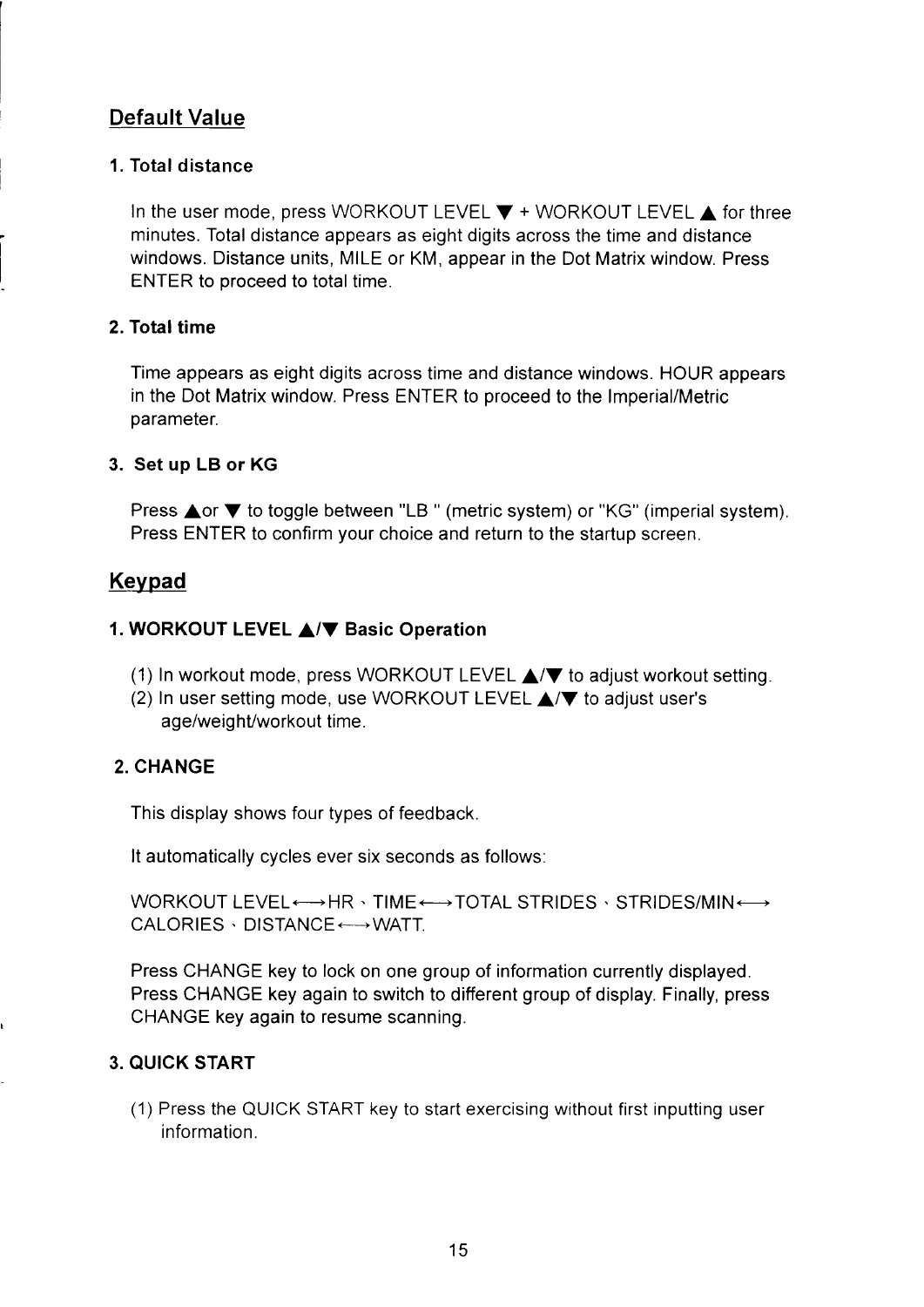## Default Value

### 1. Total distance

In the user mode, press WORKOUT LEVEL ▼ + WORKOUT LEVEL ▲ for three minutes. Total distance appears as eight digits across the time and distance windows. Distance units, MILE or KM, appear in the Dot Matrix window. Press ENTER to proceed to total time.

### 2. Total time

Time appears as eight digits across time and distance windows. HOUR appears in the Dot Matrix window. Press ENTER to proceed to the Imperial/Metric parameter.

### 3. Set up LB or KG

Press ▲or ▼ to toggle between "LB " (metric system) or "KG" (imperial system). Press ENTER to confirm your choice and return to the startup screen.

## Keypad

### 1. WORKOUT LEVEL ▲/▼ Basic Operation

(1) In workout mode, press WORKOUT LEVEL ▲/▼ to adjust workout setting.
(2) In user setting mode, use WORKOUT LEVEL ▲/▼ to adjust user's age/weight/workout time.

### 2. CHANGE

This display shows four types of feedback.

It automatically cycles ever six seconds as follows:

WORKOUT LEVEL←→HR、TIME←→TOTAL STRIDES、STRIDES/MIN←→ CALORIES、DISTANCE←→WATT.

Press CHANGE key to lock on one group of information currently displayed. Press CHANGE key again to switch to different group of display. Finally, press CHANGE key again to resume scanning.

### 3. QUICK START

(1) Press the QUICK START key to start exercising without first inputting user information.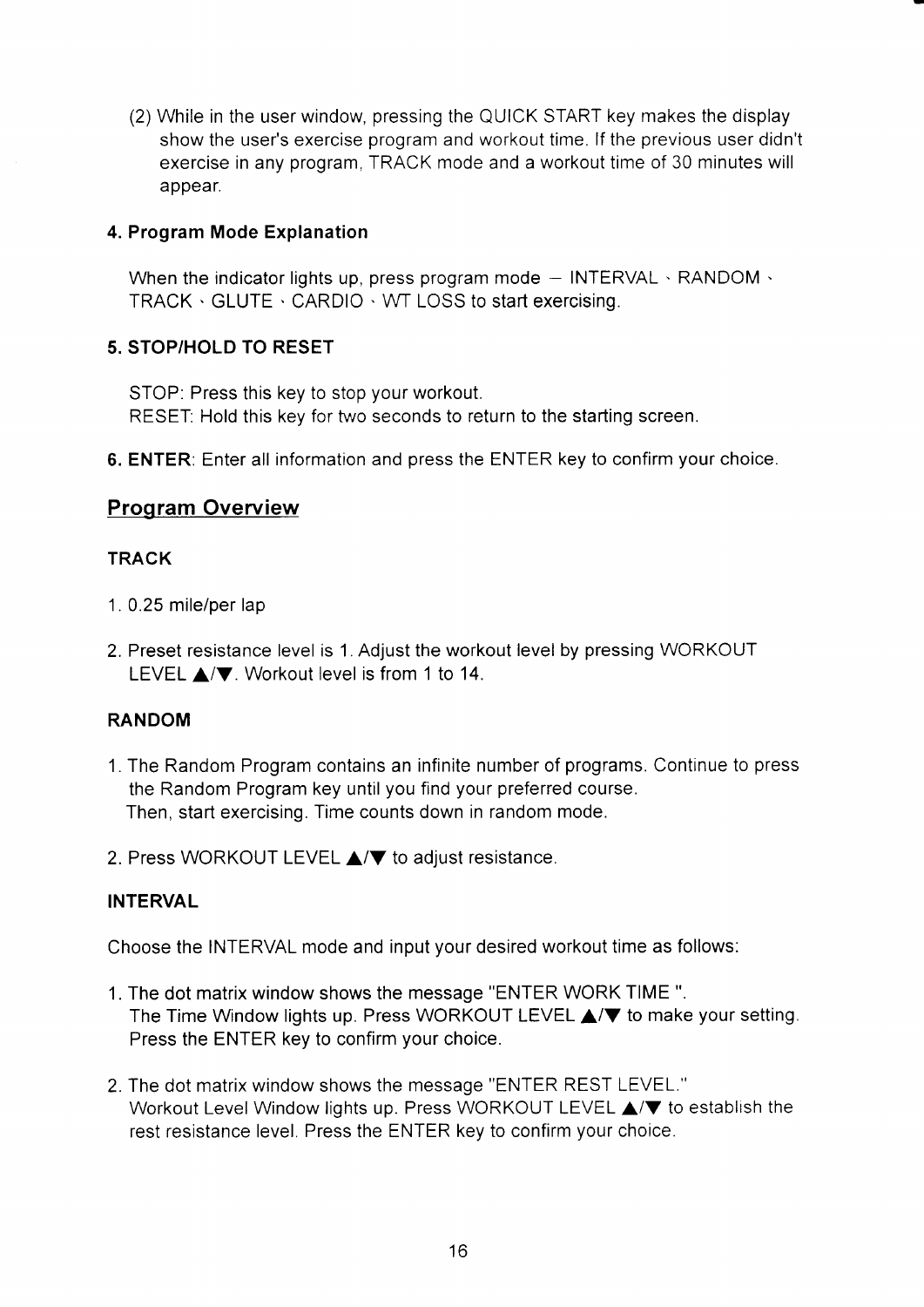(2) While in the user window, pressing the QUICK START key makes the display show the user's exercise program and workout time. If the previous user didn't exercise in any program, TRACK mode and a workout time of 30 minutes will appear.

**4. Program Mode Explanation**

When the indicator lights up, press program mode – INTERVAL、RANDOM、TRACK、GLUTE、CARDIO、WT LOSS to start exercising.

**5. STOP/HOLD TO RESET**

STOP: Press this key to stop your workout.
RESET: Hold this key for two seconds to return to the starting screen.

**6. ENTER**: Enter all information and press the ENTER key to confirm your choice.

## Program Overview

### TRACK

1. 0.25 mile/per lap

2. Preset resistance level is 1. Adjust the workout level by pressing WORKOUT LEVEL ▲/▼. Workout level is from 1 to 14.

### RANDOM

1. The Random Program contains an infinite number of programs. Continue to press the Random Program key until you find your preferred course.
   Then, start exercising. Time counts down in random mode.

2. Press WORKOUT LEVEL ▲/▼ to adjust resistance.

### INTERVAL

Choose the INTERVAL mode and input your desired workout time as follows:

1. The dot matrix window shows the message "ENTER WORK TIME ".
   The Time Window lights up. Press WORKOUT LEVEL ▲/▼ to make your setting. Press the ENTER key to confirm your choice.

2. The dot matrix window shows the message "ENTER REST LEVEL."
   Workout Level Window lights up. Press WORKOUT LEVEL ▲/▼ to establish the rest resistance level. Press the ENTER key to confirm your choice.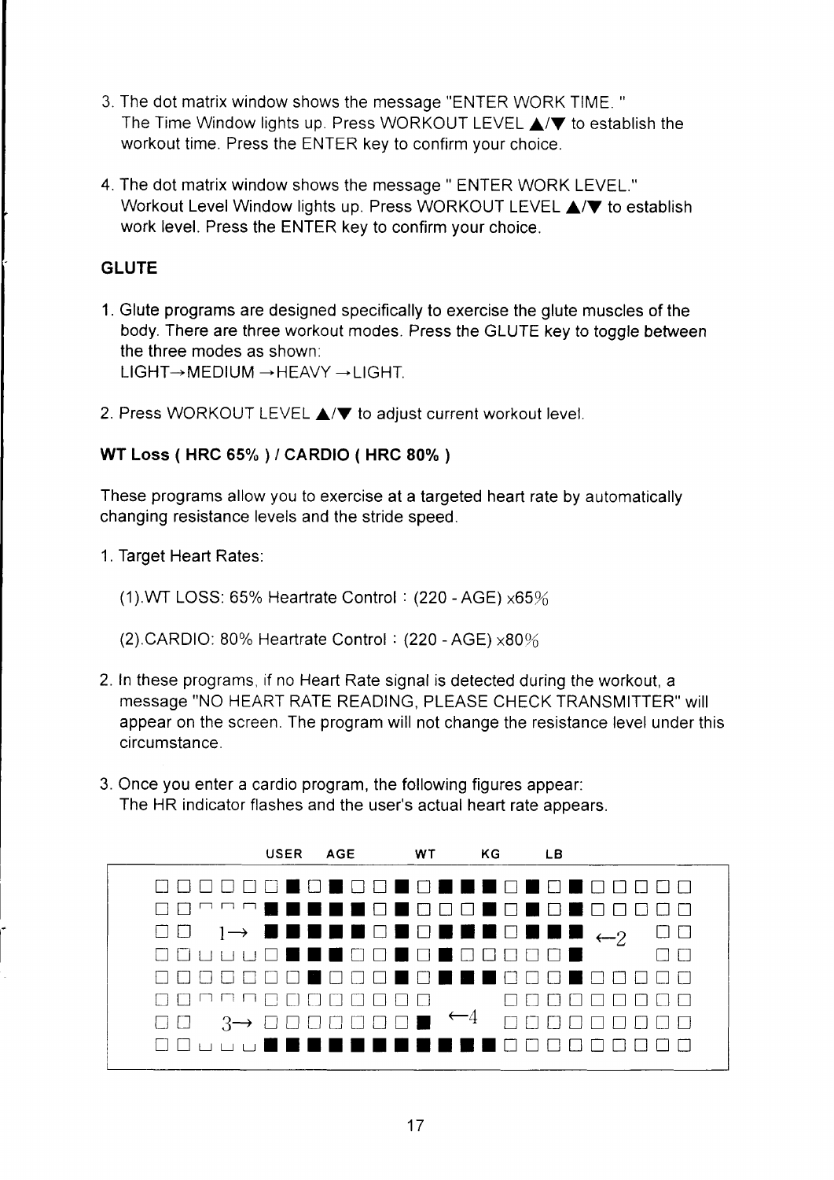3. The dot matrix window shows the message "ENTER WORK TIME. "
   The Time Window lights up. Press WORKOUT LEVEL ▲/▼ to establish the workout time. Press the ENTER key to confirm your choice.

4. The dot matrix window shows the message " ENTER WORK LEVEL."
   Workout Level Window lights up. Press WORKOUT LEVEL ▲/▼ to establish work level. Press the ENTER key to confirm your choice.

**GLUTE**

1. Glute programs are designed specifically to exercise the glute muscles of the body. There are three workout modes. Press the GLUTE key to toggle between the three modes as shown:
   LIGHT→MEDIUM →HEAVY →LIGHT.

2. Press WORKOUT LEVEL ▲/▼ to adjust current workout level.

**WT Loss ( HRC 65% ) / CARDIO ( HRC 80% )**

These programs allow you to exercise at a targeted heart rate by automatically changing resistance levels and the stride speed.

1. Target Heart Rates:

   (1).WT LOSS: 65% Heartrate Control : (220 - AGE) x65%

   (2).CARDIO: 80% Heartrate Control : (220 - AGE) x80%

2. In these programs, if no Heart Rate signal is detected during the workout, a message "NO HEART RATE READING, PLEASE CHECK TRANSMITTER" will appear on the screen. The program will not change the resistance level under this circumstance.

3. Once you enter a cardio program, the following figures appear:
   The HR indicator flashes and the user's actual heart rate appears.

USER AGE WT KG LB

1→ ←2

3→ ←4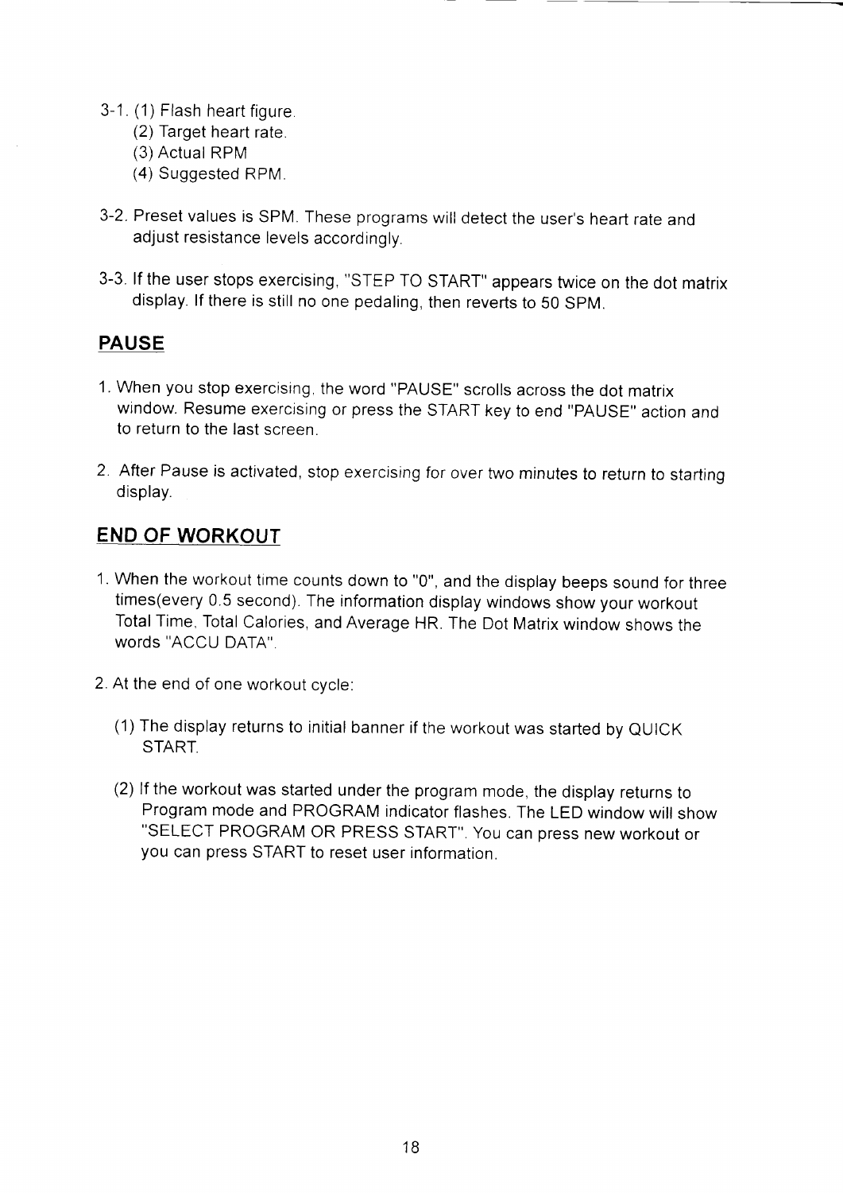3-1. (1) Flash heart figure.
    (2) Target heart rate.
    (3) Actual RPM
    (4) Suggested RPM.

3-2. Preset values is SPM. These programs will detect the user's heart rate and adjust resistance levels accordingly.

3-3. If the user stops exercising, "STEP TO START" appears twice on the dot matrix display. If there is still no one pedaling, then reverts to 50 SPM.

## PAUSE

1. When you stop exercising, the word "PAUSE" scrolls across the dot matrix window. Resume exercising or press the START key to end "PAUSE" action and to return to the last screen.

2. After Pause is activated, stop exercising for over two minutes to return to starting display.

## END OF WORKOUT

1. When the workout time counts down to "0", and the display beeps sound for three times(every 0.5 second). The information display windows show your workout Total Time, Total Calories, and Average HR. The Dot Matrix window shows the words "ACCU DATA".

2. At the end of one workout cycle:

   (1) The display returns to initial banner if the workout was started by QUICK START.

   (2) If the workout was started under the program mode, the display returns to Program mode and PROGRAM indicator flashes. The LED window will show "SELECT PROGRAM OR PRESS START". You can press new workout or you can press START to reset user information.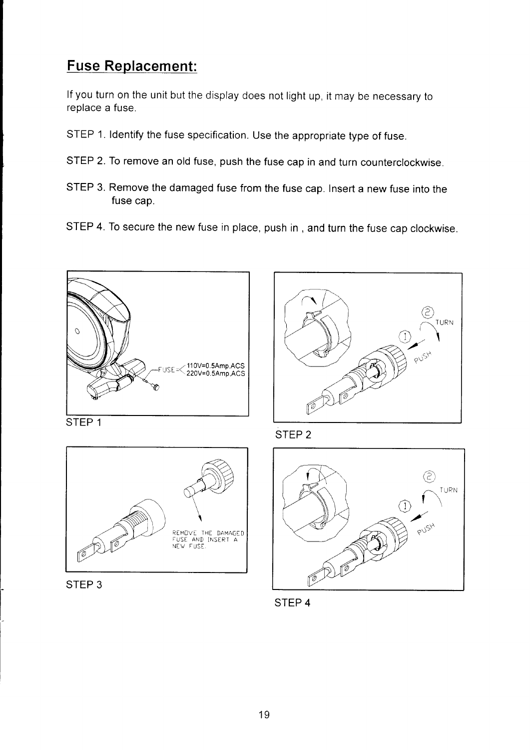## Fuse Replacement:

If you turn on the unit but the display does not light up, it may be necessary to replace a fuse.

STEP 1. Identify the fuse specification. Use the appropriate type of fuse.

STEP 2. To remove an old fuse, push the fuse cap in and turn counterclockwise.

STEP 3. Remove the damaged fuse from the fuse cap. Insert a new fuse into the fuse cap.

STEP 4. To secure the new fuse in place, push in , and turn the fuse cap clockwise.

FUSE = 110V=0.5Amp,ACS / 220V=0.5Amp,ACS

STEP 1

① PUSH ② TURN

STEP 2

REMOVE THE DAMAGED FUSE AND INSERT A NEW FUSE.

STEP 3

① PUSH ② TURN

STEP 4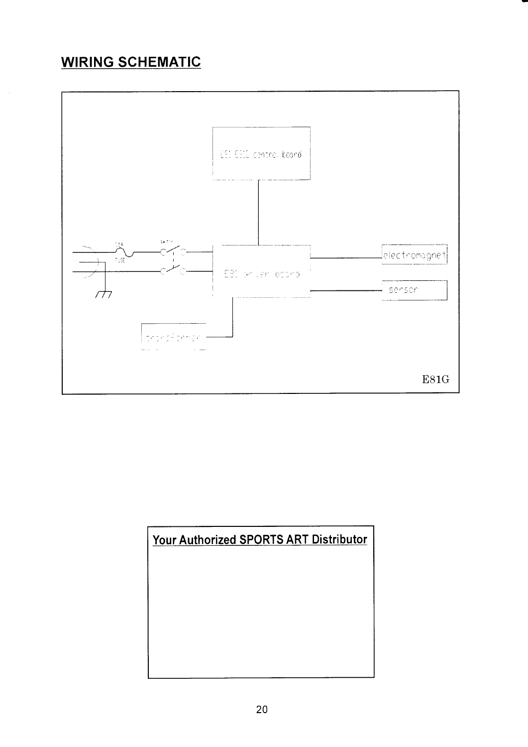## WIRING SCHEMATIC

E81 E81C control board

15A FUSE

SAFTY

E81 driver board

electromagnet

sensor

transformer

E81G

**Your Authorized SPORTS ART Distributor**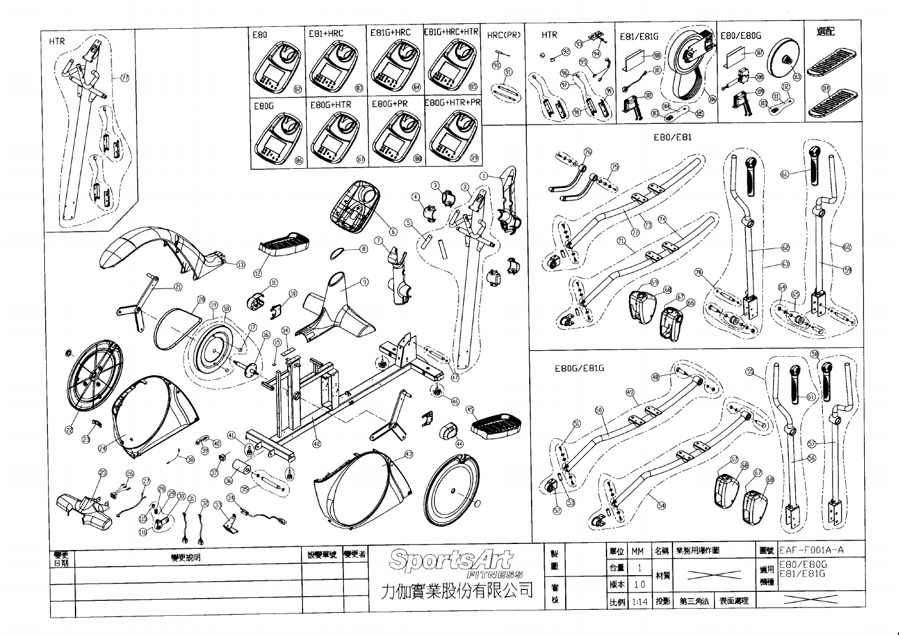HTR

| E80 | E81+HRC | E81G+HRC | E81G+HRC+HTR |
|---|---|---|---|
| E80G | E80G+HTR | E80G+PR | E80G+HTR+PR |

HRC(PR)

HTR

E81/E81G

E80/E80G

選配

E80/E81

E80G/E81G

| 變更日期 | 變更說明 | 設變單號 | 變更者 |
|---|---|---|---|
| | | | |

SportsArt FITNESS

力伽實業股份有限公司

| 製圖 | | 單位 | MM | 名稱 | 業務用爆炸圖 | 圖號 | EAF-F001A-A |
|---|---|---|---|---|---|---|---|
| | | 台量 | 1 | 材質 | | 適用機種 | E80/E80G E81/E81G |
| 審核 | | 版本 | 1.0 | | | | |
| | | 比例 | 1:14 | 投影 | 第三角法 | 表面處理 | |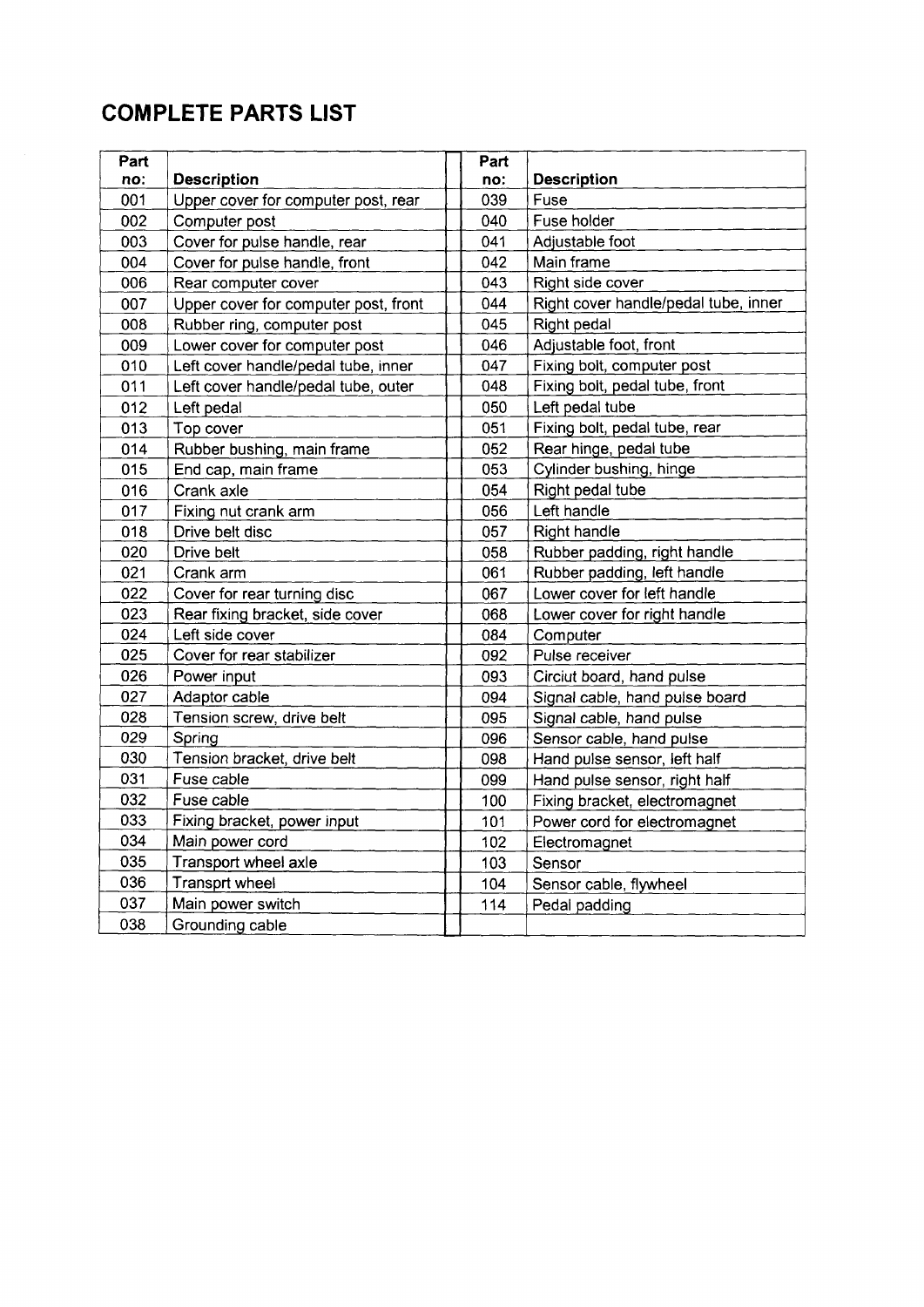## COMPLETE PARTS LIST

| Part no: | Description | Part no: | Description |
|---|---|---|---|
| 001 | Upper cover for computer post, rear | 039 | Fuse |
| 002 | Computer post | 040 | Fuse holder |
| 003 | Cover for pulse handle, rear | 041 | Adjustable foot |
| 004 | Cover for pulse handle, front | 042 | Main frame |
| 006 | Rear computer cover | 043 | Right side cover |
| 007 | Upper cover for computer post, front | 044 | Right cover handle/pedal tube, inner |
| 008 | Rubber ring, computer post | 045 | Right pedal |
| 009 | Lower cover for computer post | 046 | Adjustable foot, front |
| 010 | Left cover handle/pedal tube, inner | 047 | Fixing bolt, computer post |
| 011 | Left cover handle/pedal tube, outer | 048 | Fixing bolt, pedal tube, front |
| 012 | Left pedal | 050 | Left pedal tube |
| 013 | Top cover | 051 | Fixing bolt, pedal tube, rear |
| 014 | Rubber bushing, main frame | 052 | Rear hinge, pedal tube |
| 015 | End cap, main frame | 053 | Cylinder bushing, hinge |
| 016 | Crank axle | 054 | Right pedal tube |
| 017 | Fixing nut crank arm | 056 | Left handle |
| 018 | Drive belt disc | 057 | Right handle |
| 020 | Drive belt | 058 | Rubber padding, right handle |
| 021 | Crank arm | 061 | Rubber padding, left handle |
| 022 | Cover for rear turning disc | 067 | Lower cover for left handle |
| 023 | Rear fixing bracket, side cover | 068 | Lower cover for right handle |
| 024 | Left side cover | 084 | Computer |
| 025 | Cover for rear stabilizer | 092 | Pulse receiver |
| 026 | Power input | 093 | Circiut board, hand pulse |
| 027 | Adaptor cable | 094 | Signal cable, hand pulse board |
| 028 | Tension screw, drive belt | 095 | Signal cable, hand pulse |
| 029 | Spring | 096 | Sensor cable, hand pulse |
| 030 | Tension bracket, drive belt | 098 | Hand pulse sensor, left half |
| 031 | Fuse cable | 099 | Hand pulse sensor, right half |
| 032 | Fuse cable | 100 | Fixing bracket, electromagnet |
| 033 | Fixing bracket, power input | 101 | Power cord for electromagnet |
| 034 | Main power cord | 102 | Electromagnet |
| 035 | Transport wheel axle | 103 | Sensor |
| 036 | Transprt wheel | 104 | Sensor cable, flywheel |
| 037 | Main power switch | 114 | Pedal padding |
| 038 | Grounding cable | | |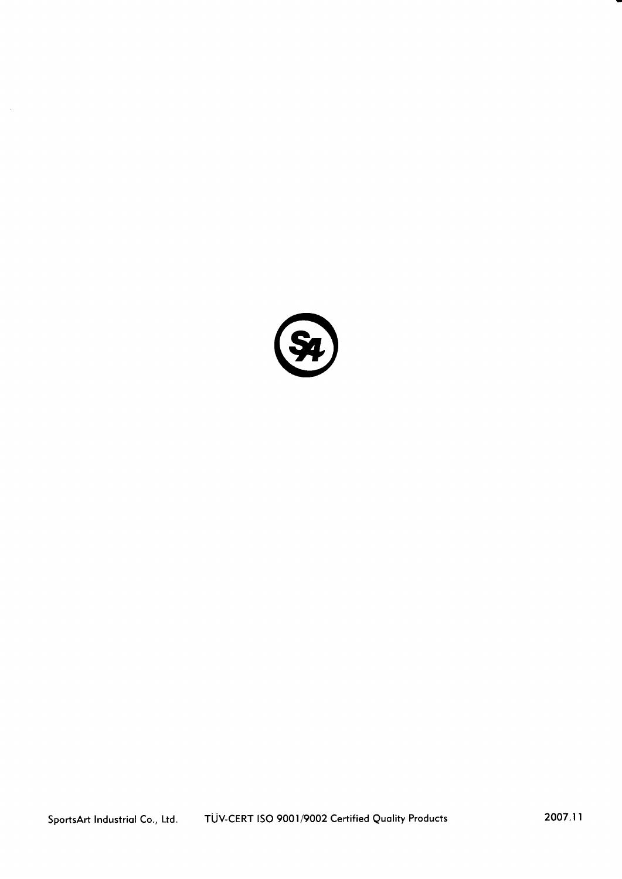SportsArt Industrial Co., Ltd.    TÜV-CERT ISO 9001/9002 Certified Quality Products    2007.11